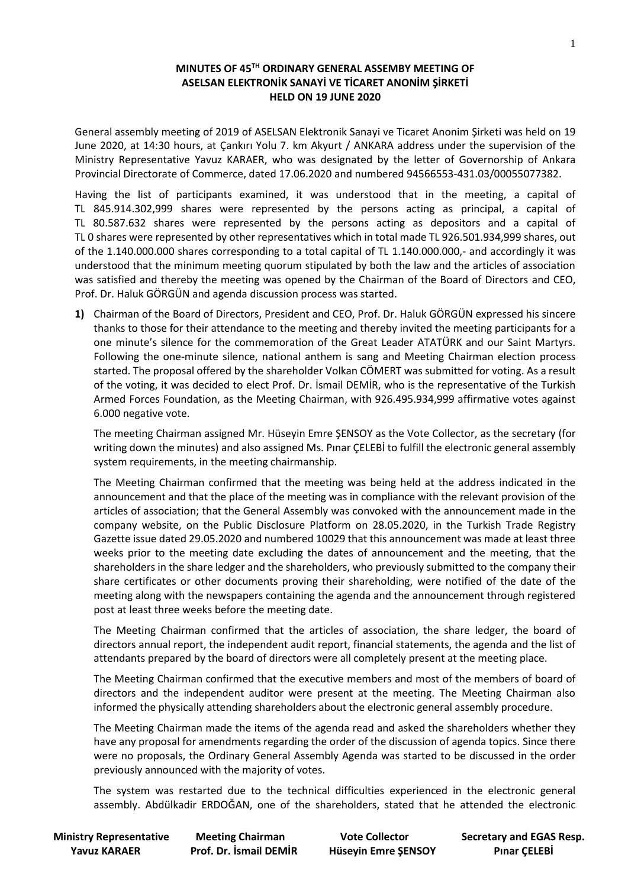# MINUTES OF 45TH ORDINARY GENERAL ASSEMBY MEETING OF ASELSAN ELEKTRONİK SANAYİ VE TİCARET ANONİM ŞİRKETİ HELD ON 19 JUNE 2020

General assembly meeting of 2019 of ASELSAN Elektronik Sanayi ve Ticaret Anonim Şirketi was held on 19 June 2020, at 14:30 hours, at Çankırı Yolu 7. km Akyurt / ANKARA address under the supervision of the Ministry Representative Yavuz KARAER, who was designated by the letter of Governorship of Ankara Provincial Directorate of Commerce, dated 17.06.2020 and numbered 94566553-431.03/00055077382.

Having the list of participants examined, it was understood that in the meeting, a capital of TL 845.914.302,999 shares were represented by the persons acting as principal, a capital of TL 80.587.632 shares were represented by the persons acting as depositors and a capital of TL 0 shares were represented by other representatives which in total made TL 926.501.934,999 shares, out of the 1.140.000.000 shares corresponding to a total capital of TL 1.140.000.000,- and accordingly it was understood that the minimum meeting quorum stipulated by both the law and the articles of association was satisfied and thereby the meeting was opened by the Chairman of the Board of Directors and CEO, Prof. Dr. Haluk GÖRGÜN and agenda discussion process was started.

**1)** Chairman of the Board of Directors, President and CEO, Prof. Dr. Haluk GÖRGÜN expressed his sincere thanks to those for their attendance to the meeting and thereby invited the meeting participants for a one minute's silence for the commemoration of the Great Leader ATATÜRK and our Saint Martyrs. Following the one-minute silence, national anthem is sang and Meeting Chairman election process started. The proposal offered by the shareholder Volkan CÖMERT was submitted for voting. As a result of the voting, it was decided to elect Prof. Dr. İsmail DEMİR, who is the representative of the Turkish Armed Forces Foundation, as the Meeting Chairman, with 926.495.934,999 affirmative votes against 6.000 negative vote.

The meeting Chairman assigned Mr. Hüseyin Emre ŞENSOY as the Vote Collector, as the secretary (for writing down the minutes) and also assigned Ms. Pınar ÇELEBİ to fulfill the electronic general assembly system requirements, in the meeting chairmanship.

The Meeting Chairman confirmed that the meeting was being held at the address indicated in the announcement and that the place of the meeting was in compliance with the relevant provision of the articles of association; that the General Assembly was convoked with the announcement made in the company website, on the Public Disclosure Platform on 28.05.2020, in the Turkish Trade Registry Gazette issue dated 29.05.2020 and numbered 10029 that this announcement was made at least three weeks prior to the meeting date excluding the dates of announcement and the meeting, that the shareholders in the share ledger and the shareholders, who previously submitted to the company their share certificates or other documents proving their shareholding, were notified of the date of the meeting along with the newspapers containing the agenda and the announcement through registered post at least three weeks before the meeting date.

The Meeting Chairman confirmed that the articles of association, the share ledger, the board of directors annual report, the independent audit report, financial statements, the agenda and the list of attendants prepared by the board of directors were all completely present at the meeting place.

The Meeting Chairman confirmed that the executive members and most of the members of board of directors and the independent auditor were present at the meeting. The Meeting Chairman also informed the physically attending shareholders about the electronic general assembly procedure.

The Meeting Chairman made the items of the agenda read and asked the shareholders whether they have any proposal for amendments regarding the order of the discussion of agenda topics. Since there were no proposals, the Ordinary General Assembly Agenda was started to be discussed in the order previously announced with the majority of votes.

The system was restarted due to the technical difficulties experienced in the electronic general assembly. Abdülkadir ERDOĞAN, one of the shareholders, stated that he attended the electronic

| Ministry Representative | Meeting Chairman | Vote Collector | Secretary and EGAS Resp. |
|---|---|---|---|
| Yavuz KARAER | Prof. Dr. İsmail DEMİR | Hüseyin Emre ŞENSOY | Pınar ÇELEBİ |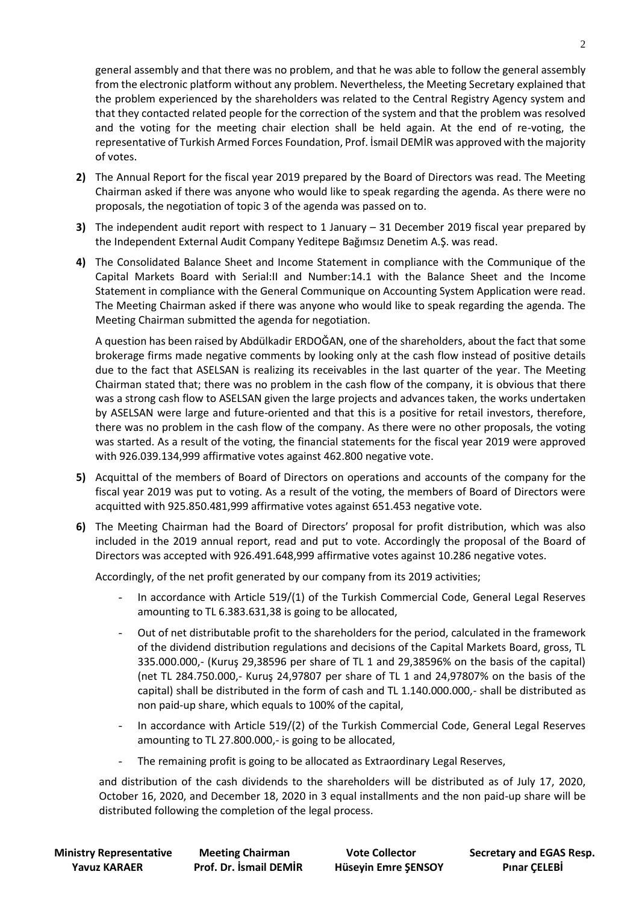general assembly and that there was no problem, and that he was able to follow the general assembly from the electronic platform without any problem. Nevertheless, the Meeting Secretary explained that the problem experienced by the shareholders was related to the Central Registry Agency system and that they contacted related people for the correction of the system and that the problem was resolved and the voting for the meeting chair election shall be held again. At the end of re-voting, the representative of Turkish Armed Forces Foundation, Prof. İsmail DEMİR was approved with the majority of votes.

**2)** The Annual Report for the fiscal year 2019 prepared by the Board of Directors was read. The Meeting Chairman asked if there was anyone who would like to speak regarding the agenda. As there were no proposals, the negotiation of topic 3 of the agenda was passed on to.

**3)** The independent audit report with respect to 1 January – 31 December 2019 fiscal year prepared by the Independent External Audit Company Yeditepe Bağımsız Denetim A.Ş. was read.

**4)** The Consolidated Balance Sheet and Income Statement in compliance with the Communique of the Capital Markets Board with Serial:II and Number:14.1 with the Balance Sheet and the Income Statement in compliance with the General Communique on Accounting System Application were read. The Meeting Chairman asked if there was anyone who would like to speak regarding the agenda. The Meeting Chairman submitted the agenda for negotiation.

A question has been raised by Abdülkadir ERDOĞAN, one of the shareholders, about the fact that some brokerage firms made negative comments by looking only at the cash flow instead of positive details due to the fact that ASELSAN is realizing its receivables in the last quarter of the year. The Meeting Chairman stated that; there was no problem in the cash flow of the company, it is obvious that there was a strong cash flow to ASELSAN given the large projects and advances taken, the works undertaken by ASELSAN were large and future-oriented and that this is a positive for retail investors, therefore, there was no problem in the cash flow of the company. As there were no other proposals, the voting was started. As a result of the voting, the financial statements for the fiscal year 2019 were approved with 926.039.134,999 affirmative votes against 462.800 negative vote.

**5)** Acquittal of the members of Board of Directors on operations and accounts of the company for the fiscal year 2019 was put to voting. As a result of the voting, the members of Board of Directors were acquitted with 925.850.481,999 affirmative votes against 651.453 negative vote.

**6)** The Meeting Chairman had the Board of Directors' proposal for profit distribution, which was also included in the 2019 annual report, read and put to vote. Accordingly the proposal of the Board of Directors was accepted with 926.491.648,999 affirmative votes against 10.286 negative votes.

Accordingly, of the net profit generated by our company from its 2019 activities;

- In accordance with Article 519/(1) of the Turkish Commercial Code, General Legal Reserves amounting to TL 6.383.631,38 is going to be allocated,
- Out of net distributable profit to the shareholders for the period, calculated in the framework of the dividend distribution regulations and decisions of the Capital Markets Board, gross, TL 335.000.000,- (Kuruş 29,38596 per share of TL 1 and 29,38596% on the basis of the capital) (net TL 284.750.000,- Kuruş 24,97807 per share of TL 1 and 24,97807% on the basis of the capital) shall be distributed in the form of cash and TL 1.140.000.000,- shall be distributed as non paid-up share, which equals to 100% of the capital,
- In accordance with Article 519/(2) of the Turkish Commercial Code, General Legal Reserves amounting to TL 27.800.000,- is going to be allocated,
- The remaining profit is going to be allocated as Extraordinary Legal Reserves,

and distribution of the cash dividends to the shareholders will be distributed as of July 17, 2020, October 16, 2020, and December 18, 2020 in 3 equal installments and the non paid-up share will be distributed following the completion of the legal process.

| Ministry Representative | Meeting Chairman | Vote Collector | Secretary and EGAS Resp. |
|---|---|---|---|
| Yavuz KARAER | Prof. Dr. İsmail DEMİR | Hüseyin Emre ŞENSOY | Pınar ÇELEBİ |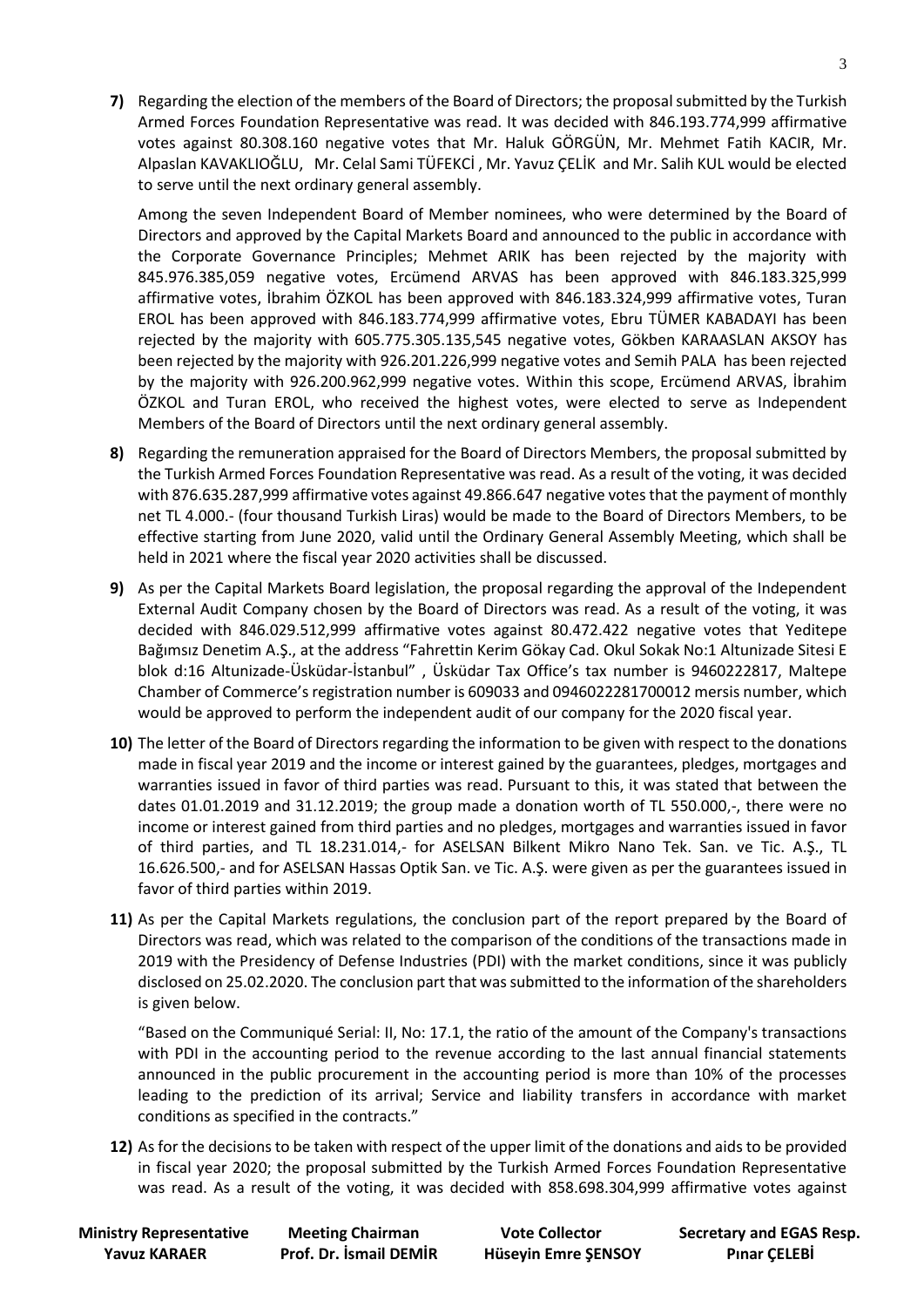**7)** Regarding the election of the members of the Board of Directors; the proposal submitted by the Turkish Armed Forces Foundation Representative was read. It was decided with 846.193.774,999 affirmative votes against 80.308.160 negative votes that Mr. Haluk GÖRGÜN, Mr. Mehmet Fatih KACIR, Mr. Alpaslan KAVAKLIOĞLU, Mr. Celal Sami TÜFEKCİ , Mr. Yavuz ÇELİK and Mr. Salih KUL would be elected to serve until the next ordinary general assembly.

Among the seven Independent Board of Member nominees, who were determined by the Board of Directors and approved by the Capital Markets Board and announced to the public in accordance with the Corporate Governance Principles; Mehmet ARIK has been rejected by the majority with 845.976.385,059 negative votes, Ercümend ARVAS has been approved with 846.183.325,999 affirmative votes, İbrahim ÖZKOL has been approved with 846.183.324,999 affirmative votes, Turan EROL has been approved with 846.183.774,999 affirmative votes, Ebru TÜMER KABADAYI has been rejected by the majority with 605.775.305.135,545 negative votes, Gökben KARAASLAN AKSOY has been rejected by the majority with 926.201.226,999 negative votes and Semih PALA has been rejected by the majority with 926.200.962,999 negative votes. Within this scope, Ercümend ARVAS, İbrahim ÖZKOL and Turan EROL, who received the highest votes, were elected to serve as Independent Members of the Board of Directors until the next ordinary general assembly.

**8)** Regarding the remuneration appraised for the Board of Directors Members, the proposal submitted by the Turkish Armed Forces Foundation Representative was read. As a result of the voting, it was decided with 876.635.287,999 affirmative votes against 49.866.647 negative votes that the payment of monthly net TL 4.000.- (four thousand Turkish Liras) would be made to the Board of Directors Members, to be effective starting from June 2020, valid until the Ordinary General Assembly Meeting, which shall be held in 2021 where the fiscal year 2020 activities shall be discussed.

**9)** As per the Capital Markets Board legislation, the proposal regarding the approval of the Independent External Audit Company chosen by the Board of Directors was read. As a result of the voting, it was decided with 846.029.512,999 affirmative votes against 80.472.422 negative votes that Yeditepe Bağımsız Denetim A.Ş., at the address "Fahrettin Kerim Gökay Cad. Okul Sokak No:1 Altunizade Sitesi E blok d:16 Altunizade-Üsküdar-İstanbul" , Üsküdar Tax Office's tax number is 9460222817, Maltepe Chamber of Commerce's registration number is 609033 and 0946022281700012 mersis number, which would be approved to perform the independent audit of our company for the 2020 fiscal year.

**10)** The letter of the Board of Directors regarding the information to be given with respect to the donations made in fiscal year 2019 and the income or interest gained by the guarantees, pledges, mortgages and warranties issued in favor of third parties was read. Pursuant to this, it was stated that between the dates 01.01.2019 and 31.12.2019; the group made a donation worth of TL 550.000,-, there were no income or interest gained from third parties and no pledges, mortgages and warranties issued in favor of third parties, and TL 18.231.014,- for ASELSAN Bilkent Mikro Nano Tek. San. ve Tic. A.Ş., TL 16.626.500,- and for ASELSAN Hassas Optik San. ve Tic. A.Ş. were given as per the guarantees issued in favor of third parties within 2019.

**11)** As per the Capital Markets regulations, the conclusion part of the report prepared by the Board of Directors was read, which was related to the comparison of the conditions of the transactions made in 2019 with the Presidency of Defense Industries (PDI) with the market conditions, since it was publicly disclosed on 25.02.2020. The conclusion part that was submitted to the information of the shareholders is given below.

"Based on the Communiqué Serial: II, No: 17.1, the ratio of the amount of the Company's transactions with PDI in the accounting period to the revenue according to the last annual financial statements announced in the public procurement in the accounting period is more than 10% of the processes leading to the prediction of its arrival; Service and liability transfers in accordance with market conditions as specified in the contracts."

**12)** As for the decisions to be taken with respect of the upper limit of the donations and aids to be provided in fiscal year 2020; the proposal submitted by the Turkish Armed Forces Foundation Representative was read. As a result of the voting, it was decided with 858.698.304,999 affirmative votes against

| Ministry Representative | Meeting Chairman | Vote Collector | Secretary and EGAS Resp. |
|---|---|---|---|
| Yavuz KARAER | Prof. Dr. İsmail DEMİR | Hüseyin Emre ŞENSOY | Pınar ÇELEBİ |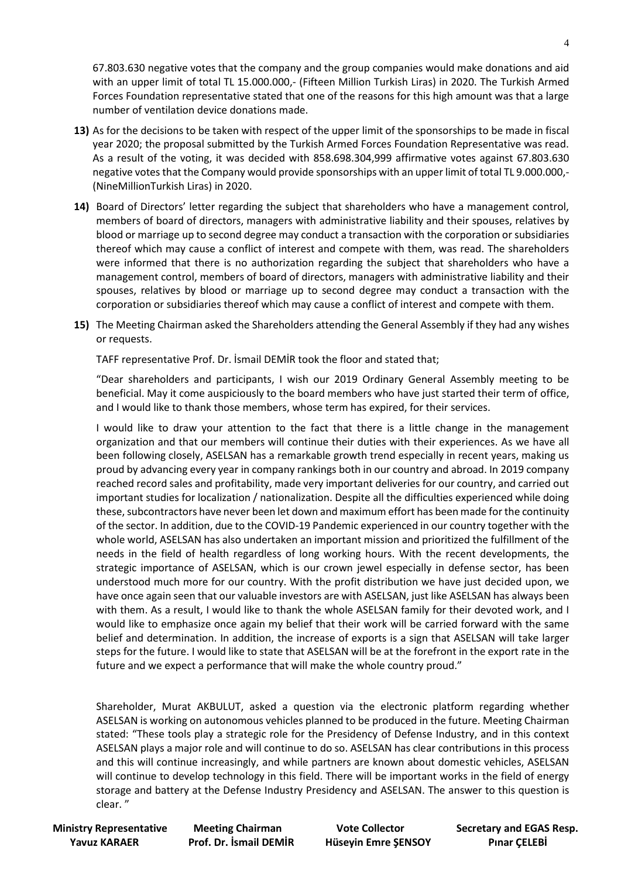67.803.630 negative votes that the company and the group companies would make donations and aid with an upper limit of total TL 15.000.000,- (Fifteen Million Turkish Liras) in 2020. The Turkish Armed Forces Foundation representative stated that one of the reasons for this high amount was that a large number of ventilation device donations made.

**13)** As for the decisions to be taken with respect of the upper limit of the sponsorships to be made in fiscal year 2020; the proposal submitted by the Turkish Armed Forces Foundation Representative was read. As a result of the voting, it was decided with 858.698.304,999 affirmative votes against 67.803.630 negative votes that the Company would provide sponsorships with an upper limit of total TL 9.000.000,- (NineMillionTurkish Liras) in 2020.

**14)** Board of Directors' letter regarding the subject that shareholders who have a management control, members of board of directors, managers with administrative liability and their spouses, relatives by blood or marriage up to second degree may conduct a transaction with the corporation or subsidiaries thereof which may cause a conflict of interest and compete with them, was read. The shareholders were informed that there is no authorization regarding the subject that shareholders who have a management control, members of board of directors, managers with administrative liability and their spouses, relatives by blood or marriage up to second degree may conduct a transaction with the corporation or subsidiaries thereof which may cause a conflict of interest and compete with them.

**15)** The Meeting Chairman asked the Shareholders attending the General Assembly if they had any wishes or requests.

TAFF representative Prof. Dr. İsmail DEMİR took the floor and stated that;

"Dear shareholders and participants, I wish our 2019 Ordinary General Assembly meeting to be beneficial. May it come auspiciously to the board members who have just started their term of office, and I would like to thank those members, whose term has expired, for their services.

I would like to draw your attention to the fact that there is a little change in the management organization and that our members will continue their duties with their experiences. As we have all been following closely, ASELSAN has a remarkable growth trend especially in recent years, making us proud by advancing every year in company rankings both in our country and abroad. In 2019 company reached record sales and profitability, made very important deliveries for our country, and carried out important studies for localization / nationalization. Despite all the difficulties experienced while doing these, subcontractors have never been let down and maximum effort has been made for the continuity of the sector. In addition, due to the COVID-19 Pandemic experienced in our country together with the whole world, ASELSAN has also undertaken an important mission and prioritized the fulfillment of the needs in the field of health regardless of long working hours. With the recent developments, the strategic importance of ASELSAN, which is our crown jewel especially in defense sector, has been understood much more for our country. With the profit distribution we have just decided upon, we have once again seen that our valuable investors are with ASELSAN, just like ASELSAN has always been with them. As a result, I would like to thank the whole ASELSAN family for their devoted work, and I would like to emphasize once again my belief that their work will be carried forward with the same belief and determination. In addition, the increase of exports is a sign that ASELSAN will take larger steps for the future. I would like to state that ASELSAN will be at the forefront in the export rate in the future and we expect a performance that will make the whole country proud."

Shareholder, Murat AKBULUT, asked a question via the electronic platform regarding whether ASELSAN is working on autonomous vehicles planned to be produced in the future. Meeting Chairman stated: "These tools play a strategic role for the Presidency of Defense Industry, and in this context ASELSAN plays a major role and will continue to do so. ASELSAN has clear contributions in this process and this will continue increasingly, and while partners are known about domestic vehicles, ASELSAN will continue to develop technology in this field. There will be important works in the field of energy storage and battery at the Defense Industry Presidency and ASELSAN. The answer to this question is clear. "

| **Ministry Representative** | **Meeting Chairman** | **Vote Collector** | **Secretary and EGAS Resp.** |
|---|---|---|---|
| **Yavuz KARAER** | **Prof. Dr. İsmail DEMİR** | **Hüseyin Emre ŞENSOY** | **Pınar ÇELEBİ** |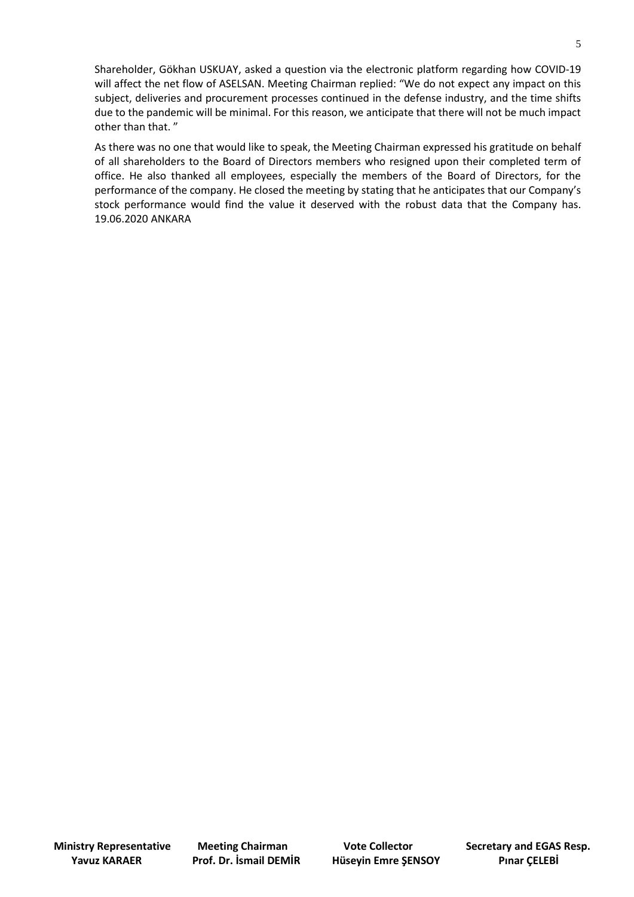Shareholder, Gökhan USKUAY, asked a question via the electronic platform regarding how COVID-19 will affect the net flow of ASELSAN. Meeting Chairman replied: "We do not expect any impact on this subject, deliveries and procurement processes continued in the defense industry, and the time shifts due to the pandemic will be minimal. For this reason, we anticipate that there will not be much impact other than that. "

As there was no one that would like to speak, the Meeting Chairman expressed his gratitude on behalf of all shareholders to the Board of Directors members who resigned upon their completed term of office. He also thanked all employees, especially the members of the Board of Directors, for the performance of the company. He closed the meeting by stating that he anticipates that our Company's stock performance would find the value it deserved with the robust data that the Company has. 19.06.2020 ANKARA

| | | | |
|---|---|---|---|
| **Ministry Representative** | **Meeting Chairman** | **Vote Collector** | **Secretary and EGAS Resp.** |
| **Yavuz KARAER** | **Prof. Dr. İsmail DEMİR** | **Hüseyin Emre ŞENSOY** | **Pınar ÇELEBİ** |